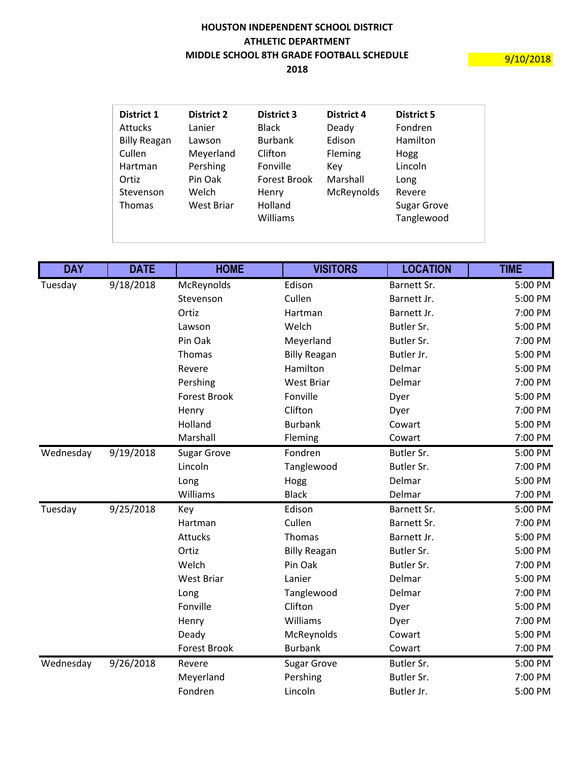**HOUSTON INDEPENDENT SCHOOL DISTRICT**
**ATHLETIC DEPARTMENT**
**MIDDLE SCHOOL 8TH GRADE FOOTBALL SCHEDULE**
**2018**

9/10/2018

| District 1 | District 2 | District 3 | District 4 | District 5 |
|---|---|---|---|---|
| Attucks | Lanier | Black | Deady | Fondren |
| Billy Reagan | Lawson | Burbank | Edison | Hamilton |
| Cullen | Meyerland | Clifton | Fleming | Hogg |
| Hartman | Pershing | Fonville | Key | Lincoln |
| Ortiz | Pin Oak | Forest Brook | Marshall | Long |
| Stevenson | Welch | Henry | McReynolds | Revere |
| Thomas | West Briar | Holland | | Sugar Grove |
| | | Williams | | Tanglewood |

| DAY | DATE | HOME | VISITORS | LOCATION | TIME |
|---|---|---|---|---|---|
| Tuesday | 9/18/2018 | McReynolds | Edison | Barnett Sr. | 5:00 PM |
| | | Stevenson | Cullen | Barnett Jr. | 5:00 PM |
| | | Ortiz | Hartman | Barnett Jr. | 7:00 PM |
| | | Lawson | Welch | Butler Sr. | 5:00 PM |
| | | Pin Oak | Meyerland | Butler Sr. | 7:00 PM |
| | | Thomas | Billy Reagan | Butler Jr. | 5:00 PM |
| | | Revere | Hamilton | Delmar | 5:00 PM |
| | | Pershing | West Briar | Delmar | 7:00 PM |
| | | Forest Brook | Fonville | Dyer | 5:00 PM |
| | | Henry | Clifton | Dyer | 7:00 PM |
| | | Holland | Burbank | Cowart | 5:00 PM |
| | | Marshall | Fleming | Cowart | 7:00 PM |
| Wednesday | 9/19/2018 | Sugar Grove | Fondren | Butler Sr. | 5:00 PM |
| | | Lincoln | Tanglewood | Butler Sr. | 7:00 PM |
| | | Long | Hogg | Delmar | 5:00 PM |
| | | Williams | Black | Delmar | 7:00 PM |
| Tuesday | 9/25/2018 | Key | Edison | Barnett Sr. | 5:00 PM |
| | | Hartman | Cullen | Barnett Sr. | 7:00 PM |
| | | Attucks | Thomas | Barnett Jr. | 5:00 PM |
| | | Ortiz | Billy Reagan | Butler Sr. | 5:00 PM |
| | | Welch | Pin Oak | Butler Sr. | 7:00 PM |
| | | West Briar | Lanier | Delmar | 5:00 PM |
| | | Long | Tanglewood | Delmar | 7:00 PM |
| | | Fonville | Clifton | Dyer | 5:00 PM |
| | | Henry | Williams | Dyer | 7:00 PM |
| | | Deady | McReynolds | Cowart | 5:00 PM |
| | | Forest Brook | Burbank | Cowart | 7:00 PM |
| Wednesday | 9/26/2018 | Revere | Sugar Grove | Butler Sr. | 5:00 PM |
| | | Meyerland | Pershing | Butler Sr. | 7:00 PM |
| | | Fondren | Lincoln | Butler Jr. | 5:00 PM |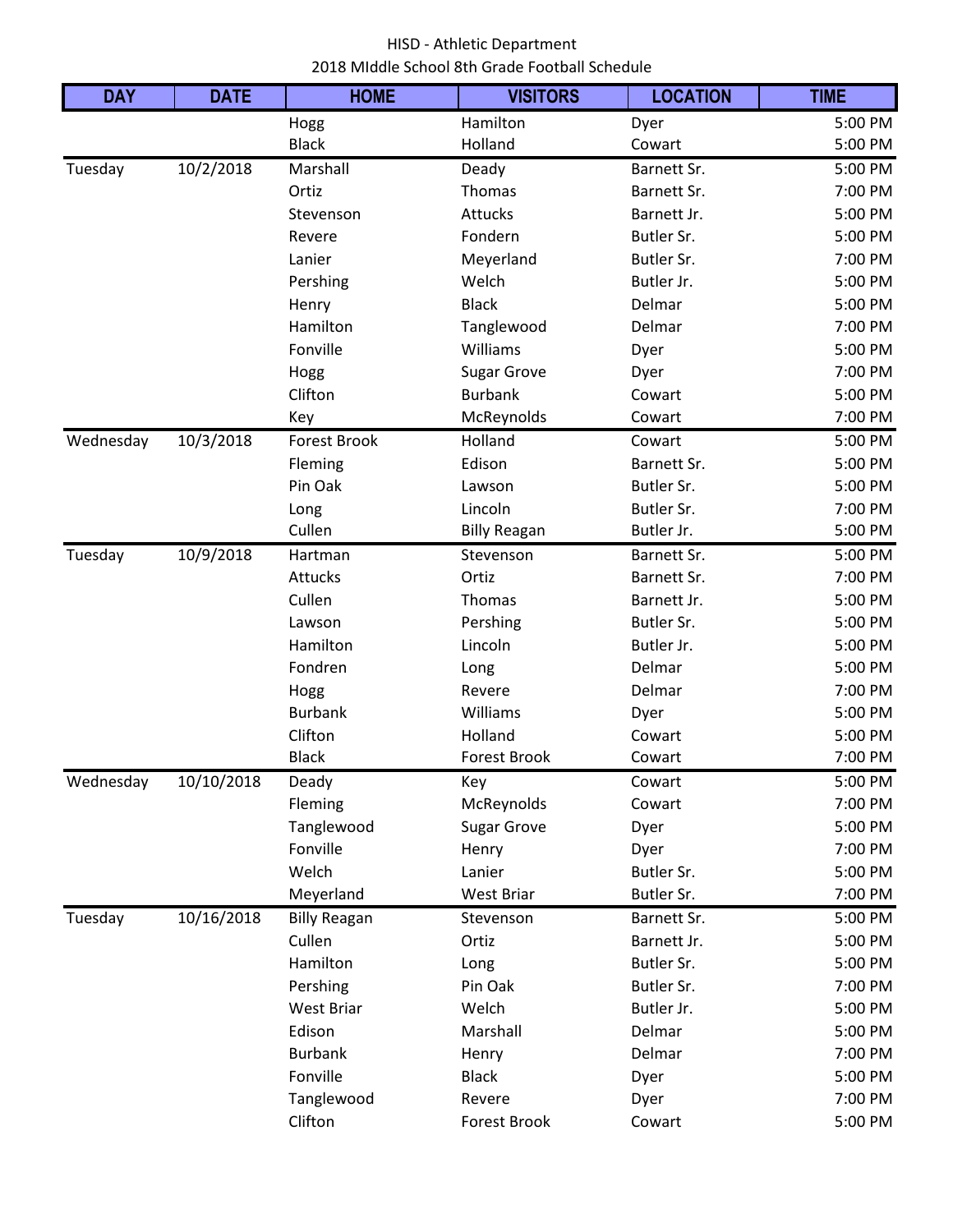HISD - Athletic Department
2018 MIddle School 8th Grade Football Schedule

| DAY | DATE | HOME | VISITORS | LOCATION | TIME |
|---|---|---|---|---|---|
| | | Hogg | Hamilton | Dyer | 5:00 PM |
| | | Black | Holland | Cowart | 5:00 PM |
| Tuesday | 10/2/2018 | Marshall | Deady | Barnett Sr. | 5:00 PM |
| | | Ortiz | Thomas | Barnett Sr. | 7:00 PM |
| | | Stevenson | Attucks | Barnett Jr. | 5:00 PM |
| | | Revere | Fondern | Butler Sr. | 5:00 PM |
| | | Lanier | Meyerland | Butler Sr. | 7:00 PM |
| | | Pershing | Welch | Butler Jr. | 5:00 PM |
| | | Henry | Black | Delmar | 5:00 PM |
| | | Hamilton | Tanglewood | Delmar | 7:00 PM |
| | | Fonville | Williams | Dyer | 5:00 PM |
| | | Hogg | Sugar Grove | Dyer | 7:00 PM |
| | | Clifton | Burbank | Cowart | 5:00 PM |
| | | Key | McReynolds | Cowart | 7:00 PM |
| Wednesday | 10/3/2018 | Forest Brook | Holland | Cowart | 5:00 PM |
| | | Fleming | Edison | Barnett Sr. | 5:00 PM |
| | | Pin Oak | Lawson | Butler Sr. | 5:00 PM |
| | | Long | Lincoln | Butler Sr. | 7:00 PM |
| | | Cullen | Billy Reagan | Butler Jr. | 5:00 PM |
| Tuesday | 10/9/2018 | Hartman | Stevenson | Barnett Sr. | 5:00 PM |
| | | Attucks | Ortiz | Barnett Sr. | 7:00 PM |
| | | Cullen | Thomas | Barnett Jr. | 5:00 PM |
| | | Lawson | Pershing | Butler Sr. | 5:00 PM |
| | | Hamilton | Lincoln | Butler Jr. | 5:00 PM |
| | | Fondren | Long | Delmar | 5:00 PM |
| | | Hogg | Revere | Delmar | 7:00 PM |
| | | Burbank | Williams | Dyer | 5:00 PM |
| | | Clifton | Holland | Cowart | 5:00 PM |
| | | Black | Forest Brook | Cowart | 7:00 PM |
| Wednesday | 10/10/2018 | Deady | Key | Cowart | 5:00 PM |
| | | Fleming | McReynolds | Cowart | 7:00 PM |
| | | Tanglewood | Sugar Grove | Dyer | 5:00 PM |
| | | Fonville | Henry | Dyer | 7:00 PM |
| | | Welch | Lanier | Butler Sr. | 5:00 PM |
| | | Meyerland | West Briar | Butler Sr. | 7:00 PM |
| Tuesday | 10/16/2018 | Billy Reagan | Stevenson | Barnett Sr. | 5:00 PM |
| | | Cullen | Ortiz | Barnett Jr. | 5:00 PM |
| | | Hamilton | Long | Butler Sr. | 5:00 PM |
| | | Pershing | Pin Oak | Butler Sr. | 7:00 PM |
| | | West Briar | Welch | Butler Jr. | 5:00 PM |
| | | Edison | Marshall | Delmar | 5:00 PM |
| | | Burbank | Henry | Delmar | 7:00 PM |
| | | Fonville | Black | Dyer | 5:00 PM |
| | | Tanglewood | Revere | Dyer | 7:00 PM |
| | | Clifton | Forest Brook | Cowart | 5:00 PM |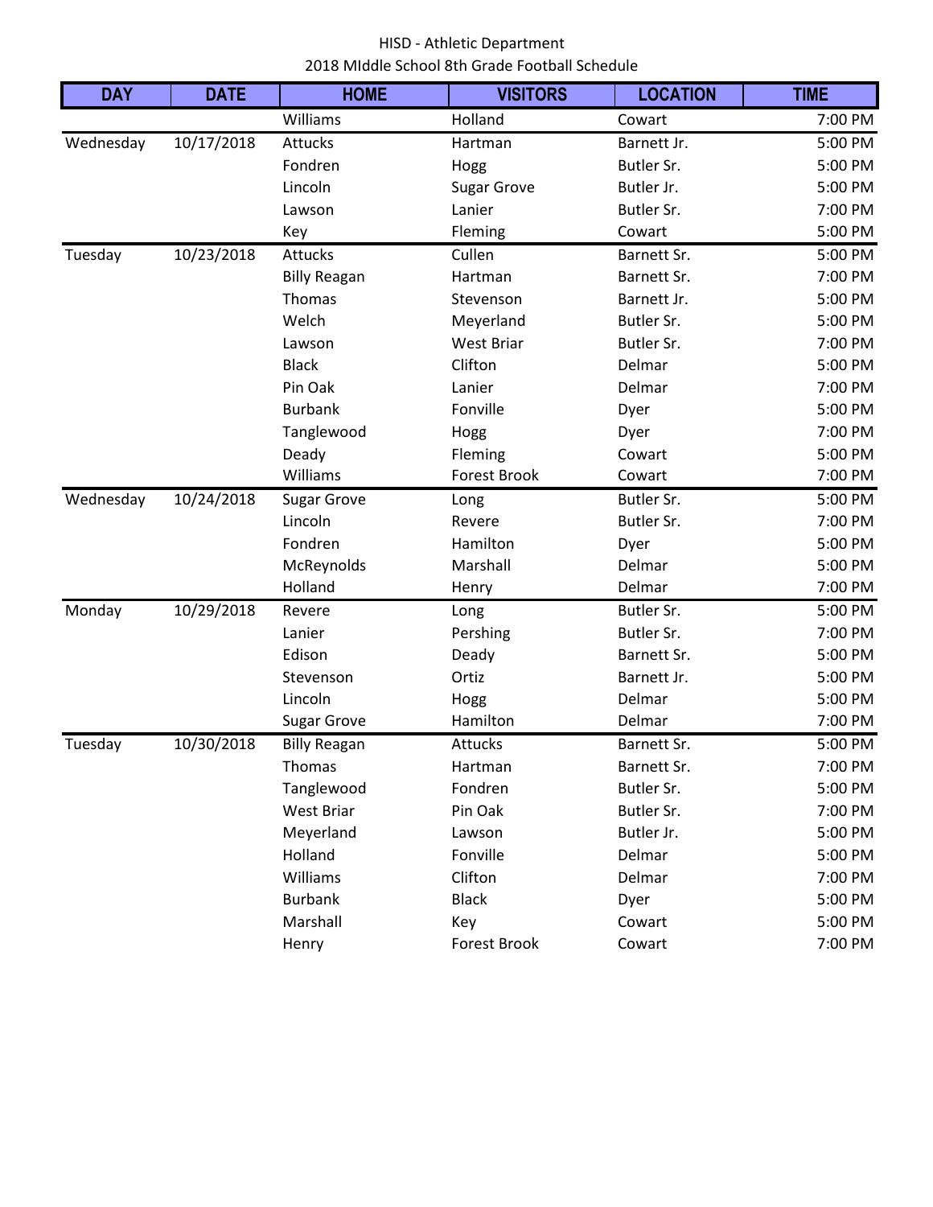HISD - Athletic Department
2018 MIddle School 8th Grade Football Schedule

| DAY | DATE | HOME | VISITORS | LOCATION | TIME |
|---|---|---|---|---|---|
| | | Williams | Holland | Cowart | 7:00 PM |
| Wednesday | 10/17/2018 | Attucks | Hartman | Barnett Jr. | 5:00 PM |
| | | Fondren | Hogg | Butler Sr. | 5:00 PM |
| | | Lincoln | Sugar Grove | Butler Jr. | 5:00 PM |
| | | Lawson | Lanier | Butler Sr. | 7:00 PM |
| | | Key | Fleming | Cowart | 5:00 PM |
| Tuesday | 10/23/2018 | Attucks | Cullen | Barnett Sr. | 5:00 PM |
| | | Billy Reagan | Hartman | Barnett Sr. | 7:00 PM |
| | | Thomas | Stevenson | Barnett Jr. | 5:00 PM |
| | | Welch | Meyerland | Butler Sr. | 5:00 PM |
| | | Lawson | West Briar | Butler Sr. | 7:00 PM |
| | | Black | Clifton | Delmar | 5:00 PM |
| | | Pin Oak | Lanier | Delmar | 7:00 PM |
| | | Burbank | Fonville | Dyer | 5:00 PM |
| | | Tanglewood | Hogg | Dyer | 7:00 PM |
| | | Deady | Fleming | Cowart | 5:00 PM |
| | | Williams | Forest Brook | Cowart | 7:00 PM |
| Wednesday | 10/24/2018 | Sugar Grove | Long | Butler Sr. | 5:00 PM |
| | | Lincoln | Revere | Butler Sr. | 7:00 PM |
| | | Fondren | Hamilton | Dyer | 5:00 PM |
| | | McReynolds | Marshall | Delmar | 5:00 PM |
| | | Holland | Henry | Delmar | 7:00 PM |
| Monday | 10/29/2018 | Revere | Long | Butler Sr. | 5:00 PM |
| | | Lanier | Pershing | Butler Sr. | 7:00 PM |
| | | Edison | Deady | Barnett Sr. | 5:00 PM |
| | | Stevenson | Ortiz | Barnett Jr. | 5:00 PM |
| | | Lincoln | Hogg | Delmar | 5:00 PM |
| | | Sugar Grove | Hamilton | Delmar | 7:00 PM |
| Tuesday | 10/30/2018 | Billy Reagan | Attucks | Barnett Sr. | 5:00 PM |
| | | Thomas | Hartman | Barnett Sr. | 7:00 PM |
| | | Tanglewood | Fondren | Butler Sr. | 5:00 PM |
| | | West Briar | Pin Oak | Butler Sr. | 7:00 PM |
| | | Meyerland | Lawson | Butler Jr. | 5:00 PM |
| | | Holland | Fonville | Delmar | 5:00 PM |
| | | Williams | Clifton | Delmar | 7:00 PM |
| | | Burbank | Black | Dyer | 5:00 PM |
| | | Marshall | Key | Cowart | 5:00 PM |
| | | Henry | Forest Brook | Cowart | 7:00 PM |